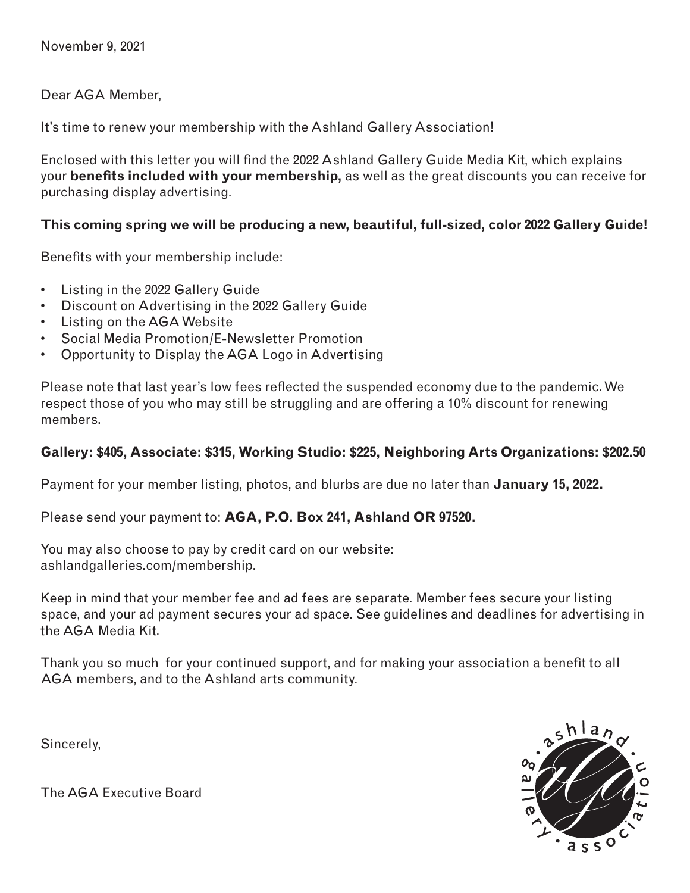November 9, 2021

Dear AGA Member,

It's time to renew your membership with the Ashland Gallery Association!

Enclosed with this letter you will find the 2022 Ashland Gallery Guide Media Kit, which explains your **benefits included with your membership,** as well as the great discounts you can receive for purchasing display advertising.

**This coming spring we will be producing a new, beautiful, full-sized, color 2022 Gallery Guide!**

Benefits with your membership include:

- Listing in the 2022 Gallery Guide
- Discount on Advertising in the 2022 Gallery Guide
- Listing on the AGA Website
- Social Media Promotion/E-Newsletter Promotion
- Opportunity to Display the AGA Logo in Advertising

Please note that last year's low fees reflected the suspended economy due to the pandemic. We respect those of you who may still be struggling and are offering a 10% discount for renewing members.

**Gallery: $405, Associate: $315, Working Studio: $225, Neighboring Arts Organizations: $202.50**

Payment for your member listing, photos, and blurbs are due no later than **January 15, 2022.**

Please send your payment to: **AGA, P.O. Box 241, Ashland OR 97520.**

You may also choose to pay by credit card on our website: ashlandgalleries.com/membership.

Keep in mind that your member fee and ad fees are separate. Member fees secure your listing space, and your ad payment secures your ad space. See guidelines and deadlines for advertising in the AGA Media Kit.

Thank you so much for your continued support, and for making your association a benefit to all AGA members, and to the Ashland arts community.

Sincerely,

The AGA Executive Board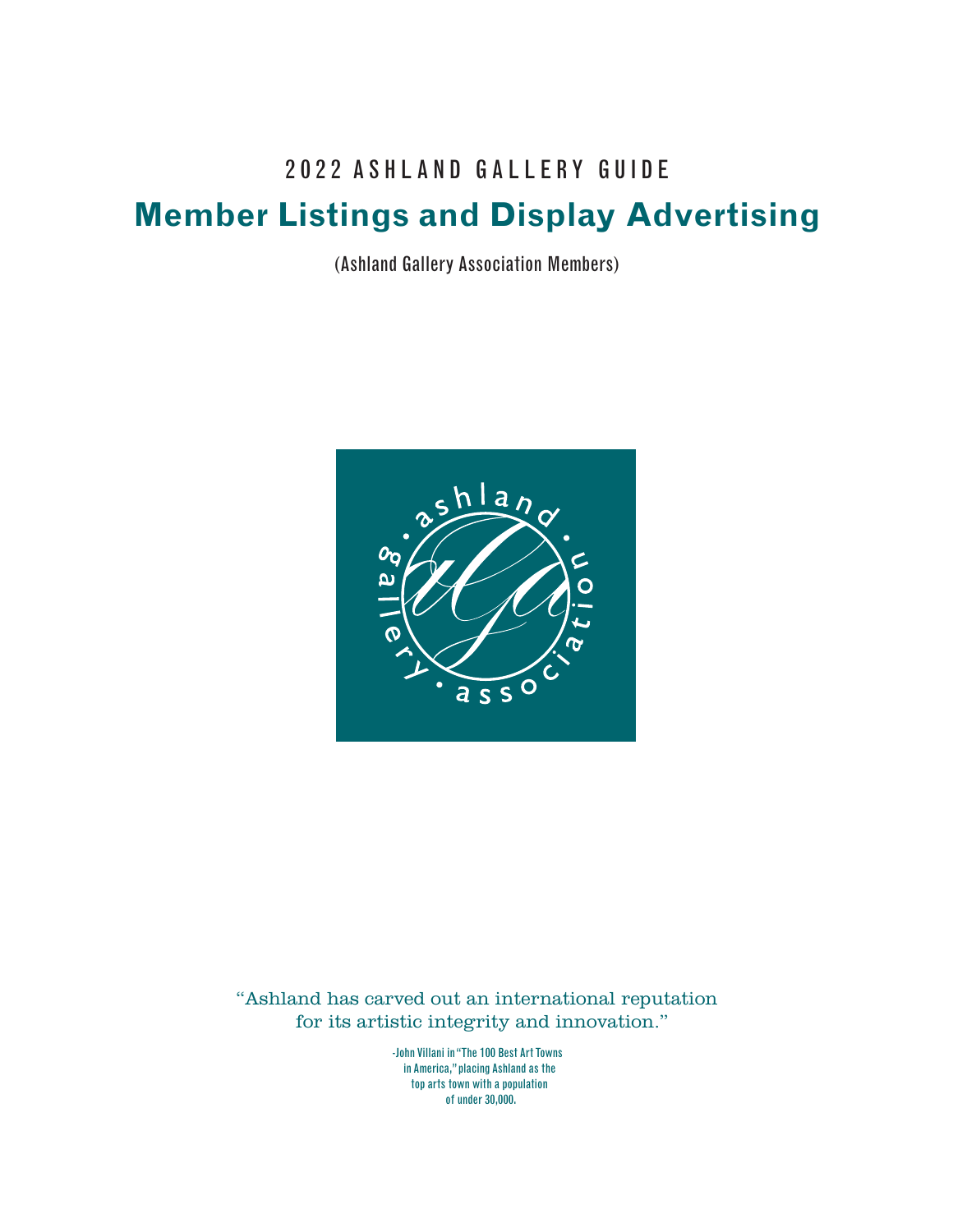2022 ASHLAND GALLERY GUIDE

# Member Listings and Display Advertising

(Ashland Gallery Association Members)

“Ashland has carved out an international reputation for its artistic integrity and innovation.”

-John Villani in “The 100 Best Art Towns in America,” placing Ashland as the top arts town with a population of under 30,000.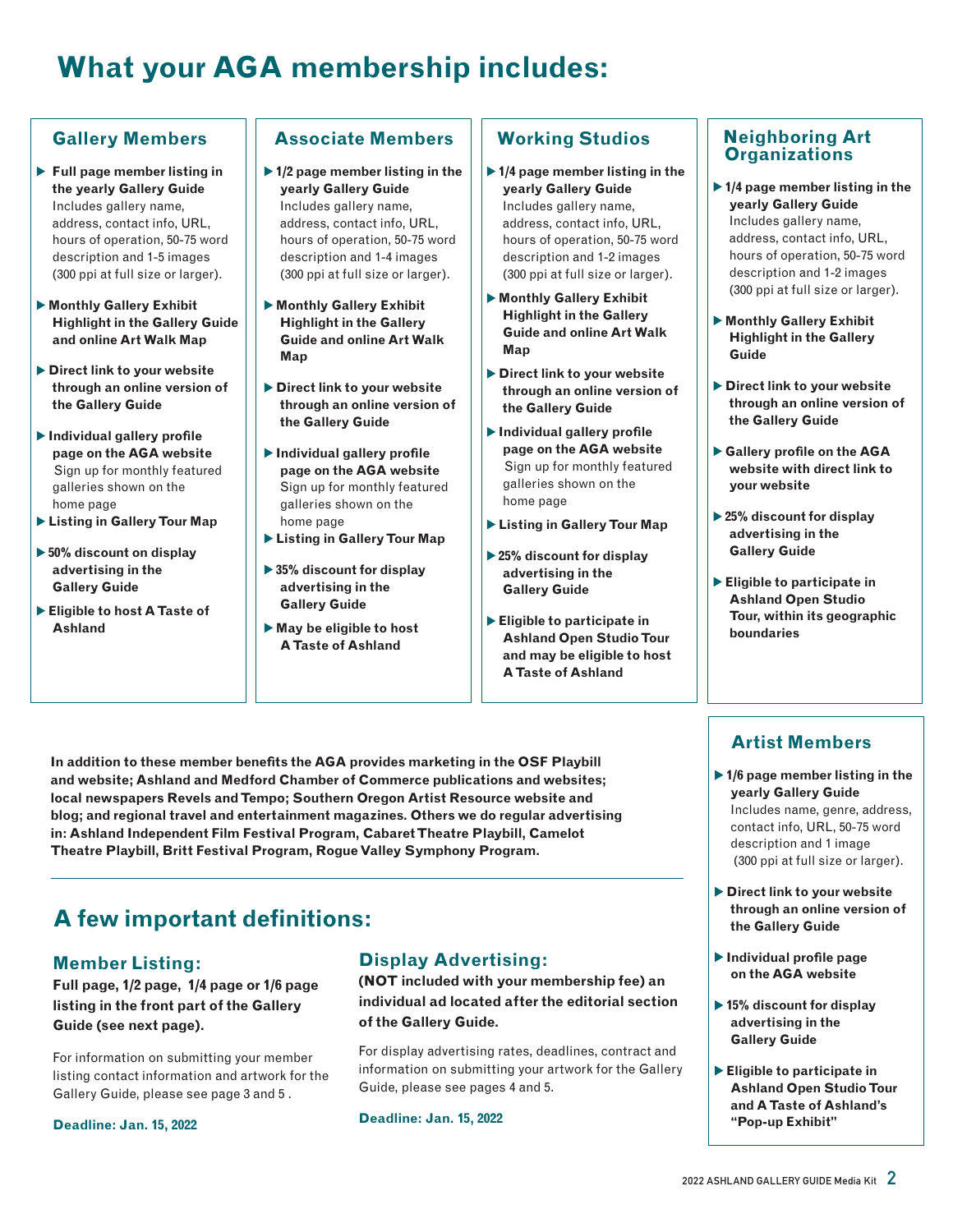# What your AGA membership includes:

## Gallery Members

- **Full page member listing in the yearly Gallery Guide**
  Includes gallery name, address, contact info, URL, hours of operation, 50-75 word description and 1-5 images (300 ppi at full size or larger).
- **Monthly Gallery Exhibit Highlight in the Gallery Guide and online Art Walk Map**
- **Direct link to your website through an online version of the Gallery Guide**
- **Individual gallery profile page on the AGA website**
  Sign up for monthly featured galleries shown on the home page
- **Listing in Gallery Tour Map**
- **50% discount on display advertising in the Gallery Guide**
- **Eligible to host A Taste of Ashland**

## Associate Members

- **1/2 page member listing in the yearly Gallery Guide**
  Includes gallery name, address, contact info, URL, hours of operation, 50-75 word description and 1-4 images (300 ppi at full size or larger).
- **Monthly Gallery Exhibit Highlight in the Gallery Guide and online Art Walk Map**
- **Direct link to your website through an online version of the Gallery Guide**
- **Individual gallery profile page on the AGA website**
  Sign up for monthly featured galleries shown on the home page
- **Listing in Gallery Tour Map**
- **35% discount for display advertising in the Gallery Guide**
- **May be eligible to host A Taste of Ashland**

## Working Studios

- **1/4 page member listing in the yearly Gallery Guide**
  Includes gallery name, address, contact info, URL, hours of operation, 50-75 word description and 1-2 images (300 ppi at full size or larger).
- **Monthly Gallery Exhibit Highlight in the Gallery Guide and online Art Walk Map**
- **Direct link to your website through an online version of the Gallery Guide**
- **Individual gallery profile page on the AGA website**
  Sign up for monthly featured galleries shown on the home page
- **Listing in Gallery Tour Map**
- **25% discount for display advertising in the Gallery Guide**
- **Eligible to participate in Ashland Open Studio Tour and may be eligible to host A Taste of Ashland**

## Neighboring Art Organizations

- **1/4 page member listing in the yearly Gallery Guide**
  Includes gallery name, address, contact info, URL, hours of operation, 50-75 word description and 1-2 images (300 ppi at full size or larger).
- **Monthly Gallery Exhibit Highlight in the Gallery Guide**
- **Direct link to your website through an online version of the Gallery Guide**
- **Gallery profile on the AGA website with direct link to your website**
- **25% discount for display advertising in the Gallery Guide**
- **Eligible to participate in Ashland Open Studio Tour, within its geographic boundaries**

## Artist Members

- **1/6 page member listing in the yearly Gallery Guide**
  Includes name, genre, address, contact info, URL, 50-75 word description and 1 image (300 ppi at full size or larger).
- **Direct link to your website through an online version of the Gallery Guide**
- **Individual profile page on the AGA website**
- **15% discount for display advertising in the Gallery Guide**
- **Eligible to participate in Ashland Open Studio Tour and A Taste of Ashland's "Pop-up Exhibit"**

**In addition to these member benefits the AGA provides marketing in the OSF Playbill and website; Ashland and Medford Chamber of Commerce publications and websites; local newspapers Revels and Tempo; Southern Oregon Artist Resource website and blog; and regional travel and entertainment magazines. Others we do regular advertising in: Ashland Independent Film Festival Program, Cabaret Theatre Playbill, Camelot Theatre Playbill, Britt Festival Program, Rogue Valley Symphony Program.**

---

# A few important definitions:

## Member Listing:

**Full page, 1/2 page, 1/4 page or 1/6 page listing in the front part of the Gallery Guide (see next page).**

For information on submitting your member listing contact information and artwork for the Gallery Guide, please see page 3 and 5 .

**Deadline: Jan. 15, 2022**

## Display Advertising:

**(NOT included with your membership fee) an individual ad located after the editorial section of the Gallery Guide.**

For display advertising rates, deadlines, contract and information on submitting your artwork for the Gallery Guide, please see pages 4 and 5.

**Deadline: Jan. 15, 2022**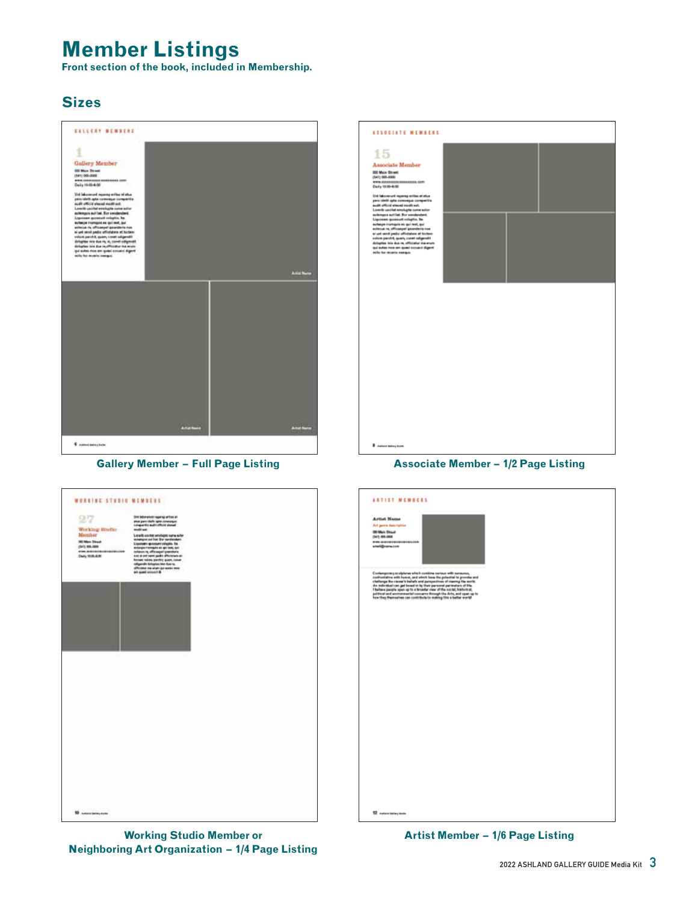# Member Listings

**Front section of the book, included in Membership.**

## Sizes

Gallery Member – Full Page Listing

Associate Member – 1/2 Page Listing

Working Studio Member or Neighboring Art Organization – 1/4 Page Listing

Artist Member – 1/6 Page Listing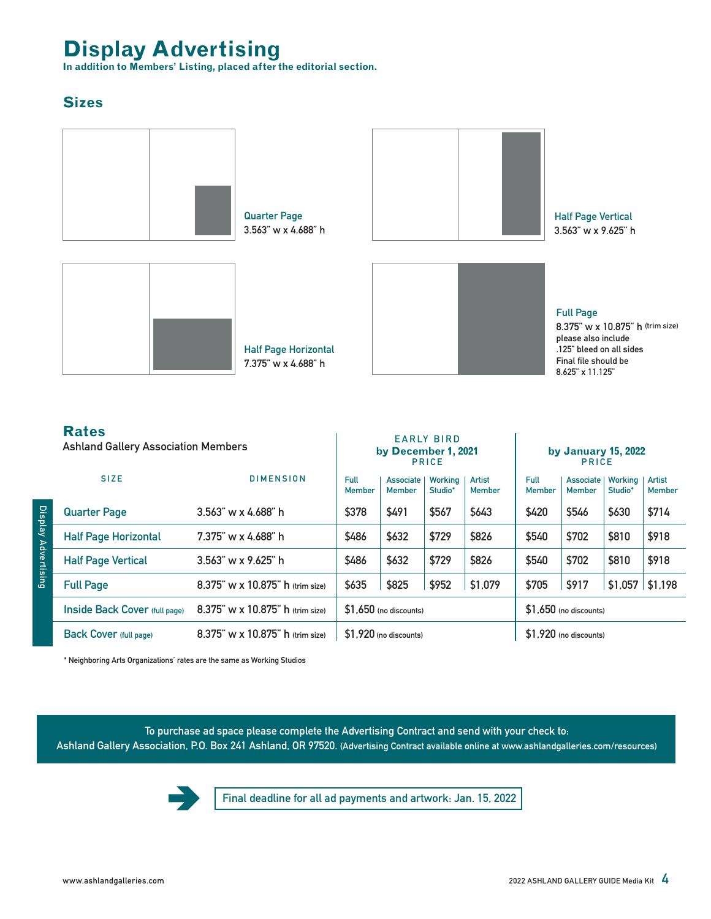# Display Advertising

**In addition to Members' Listing, placed after the editorial section.**

## Sizes

**Quarter Page**
3.563" w x 4.688" h

**Half Page Vertical**
3.563" w x 9.625" h

**Half Page Horizontal**
7.375" w x 4.688" h

**Full Page**
8.375" w x 10.875" h (trim size)
please also include .125" bleed on all sides
Final file should be 8.625" x 11.125"

## Rates

Ashland Gallery Association Members

| SIZE | DIMENSION | EARLY BIRD by December 1, 2021 PRICE | | | | by January 15, 2022 PRICE | | | |
|---|---|---|---|---|---|---|---|---|---|
| | | Full Member | Associate Member | Working Studio* | Artist Member | Full Member | Associate Member | Working Studio* | Artist Member |
| Quarter Page | 3.563" w x 4.688" h | $378 | $491 | $567 | $643 | $420 | $546 | $630 | $714 |
| Half Page Horizontal | 7.375" w x 4.688" h | $486 | $632 | $729 | $826 | $540 | $702 | $810 | $918 |
| Half Page Vertical | 3.563" w x 9.625" h | $486 | $632 | $729 | $826 | $540 | $702 | $810 | $918 |
| Full Page | 8.375" w x 10.875" h (trim size) | $635 | $825 | $952 | $1,079 | $705 | $917 | $1,057 | $1,198 |
| Inside Back Cover (full page) | 8.375" w x 10.875" h (trim size) | $1,650 (no discounts) | | | | $1,650 (no discounts) | | | |
| Back Cover (full page) | 8.375" w x 10.875" h (trim size) | $1,920 (no discounts) | | | | $1,920 (no discounts) | | | |

* Neighboring Arts Organizations' rates are the same as Working Studios

To purchase ad space please complete the Advertising Contract and send with your check to:
Ashland Gallery Association, P.O. Box 241 Ashland, OR 97520. (Advertising Contract available online at www.ashlandgalleries.com/resources)

**Final deadline for all ad payments and artwork: Jan. 15, 2022**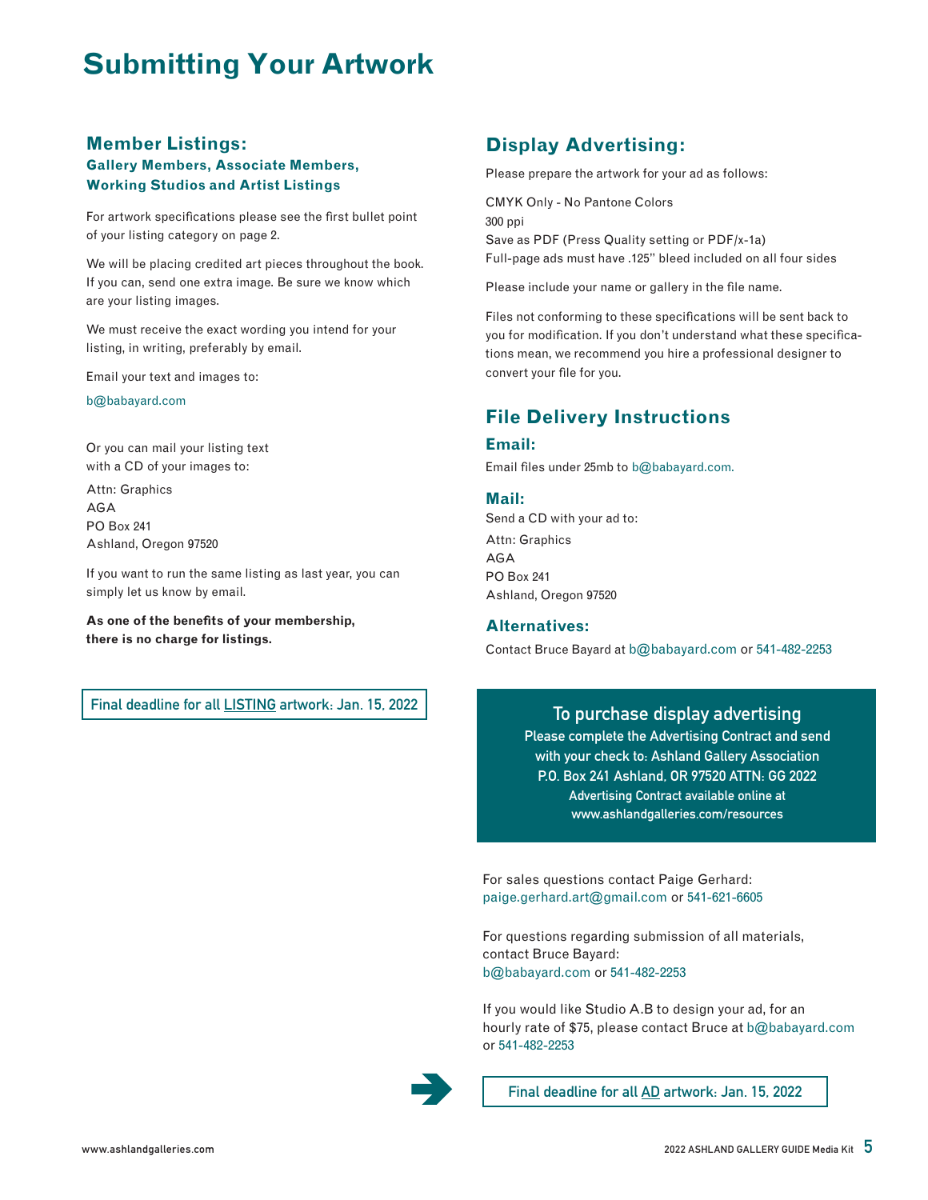# Submitting Your Artwork

## Member Listings:

### Gallery Members, Associate Members, Working Studios and Artist Listings

For artwork specifications please see the first bullet point of your listing category on page 2.

We will be placing credited art pieces throughout the book. If you can, send one extra image. Be sure we know which are your listing images.

We must receive the exact wording you intend for your listing, in writing, preferably by email.

Email your text and images to:

b@babayard.com

Or you can mail your listing text with a CD of your images to:

Attn: Graphics
AGA
PO Box 241
Ashland, Oregon 97520

If you want to run the same listing as last year, you can simply let us know by email.

**As one of the benefits of your membership, there is no charge for listings.**

Final deadline for all LISTING artwork: Jan. 15, 2022

## Display Advertising:

Please prepare the artwork for your ad as follows:

CMYK Only - No Pantone Colors
300 ppi
Save as PDF (Press Quality setting or PDF/x-1a)
Full-page ads must have .125" bleed included on all four sides

Please include your name or gallery in the file name.

Files not conforming to these specifications will be sent back to you for modification. If you don't understand what these specifications mean, we recommend you hire a professional designer to convert your file for you.

## File Delivery Instructions

### Email:

Email files under 25mb to b@babayard.com.

### Mail:

Send a CD with your ad to:

Attn: Graphics
AGA
PO Box 241
Ashland, Oregon 97520

### Alternatives:

Contact Bruce Bayard at b@babayard.com or 541-482-2253

**To purchase display advertising**

**Please complete the Advertising Contract and send with your check to: Ashland Gallery Association P.O. Box 241 Ashland, OR 97520 ATTN: GG 2022**

**Advertising Contract available online at www.ashlandgalleries.com/resources**

For sales questions contact Paige Gerhard:
paige.gerhard.art@gmail.com or 541-621-6605

For questions regarding submission of all materials, contact Bruce Bayard:
b@babayard.com or 541-482-2253

If you would like Studio A.B to design your ad, for an hourly rate of $75, please contact Bruce at b@babayard.com or 541-482-2253

Final deadline for all AD artwork: Jan. 15, 2022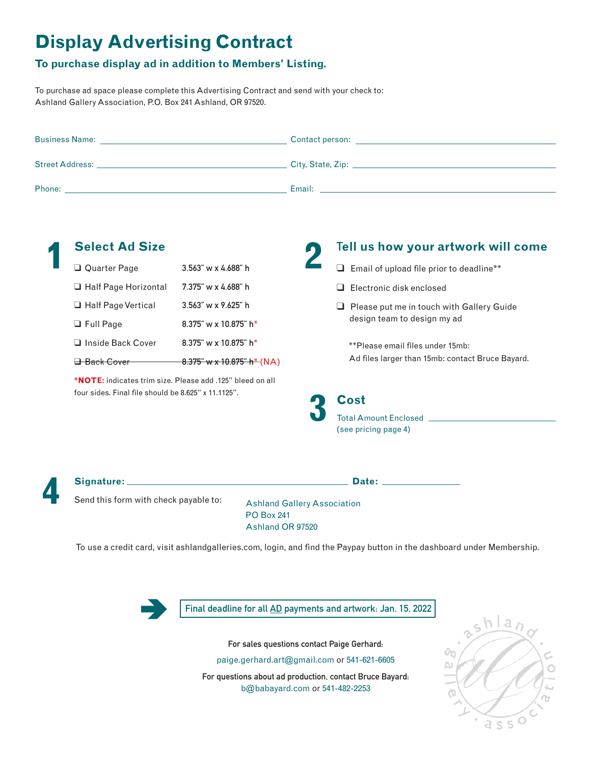# Display Advertising Contract

**To purchase display ad in addition to Members' Listing.**

To purchase ad space please complete this Advertising Contract and send with your check to:
Ashland Gallery Association, P.O. Box 241 Ashland, OR 97520.

Business Name: ______________________ Contact person: ______________________

Street Address: ______________________ City, State, Zip: ______________________

Phone: ______________________ Email: ______________________

## 1 Select Ad Size

| | |
|---|---|
| ❑ Quarter Page | 3.563" w x 4.688" h |
| ❑ Half Page Horizontal | 7.375" w x 4.688" h |
| ❑ Half Page Vertical | 3.563" w x 9.625" h |
| ❑ Full Page | 8.375" w x 10.875" h* |
| ❑ Inside Back Cover | 8.375" w x 10.875" h* |
| ~~❑ Back Cover~~ | ~~8.375" w x 10.875" h*~~ (NA) |

***NOTE:** indicates trim size. Please add .125" bleed on all four sides. Final file should be 8.625" x 11.1125".

## 2 Tell us how your artwork will come

- ❑ Email of upload file prior to deadline**
- ❑ Electronic disk enclosed
- ❑ Please put me in touch with Gallery Guide design team to design my ad

**Please email files under 15mb:
Ad files larger than 15mb: contact Bruce Bayard.

## 3 Cost

Total Amount Enclosed ______________________
(see pricing page 4)

## 4

**Signature:** ______________________ **Date:** ____________

Send this form with check payable to:

Ashland Gallery Association
PO Box 241
Ashland OR 97520

To use a credit card, visit ashlandgalleries.com, login, and find the Paypay button in the dashboard under Membership.

Final deadline for all AD payments and artwork: Jan. 15, 2022

For sales questions contact Paige Gerhard:
paige.gerhard.art@gmail.com or 541-621-6605

For questions about ad production, contact Bruce Bayard:
b@babayard.com or 541-482-2253